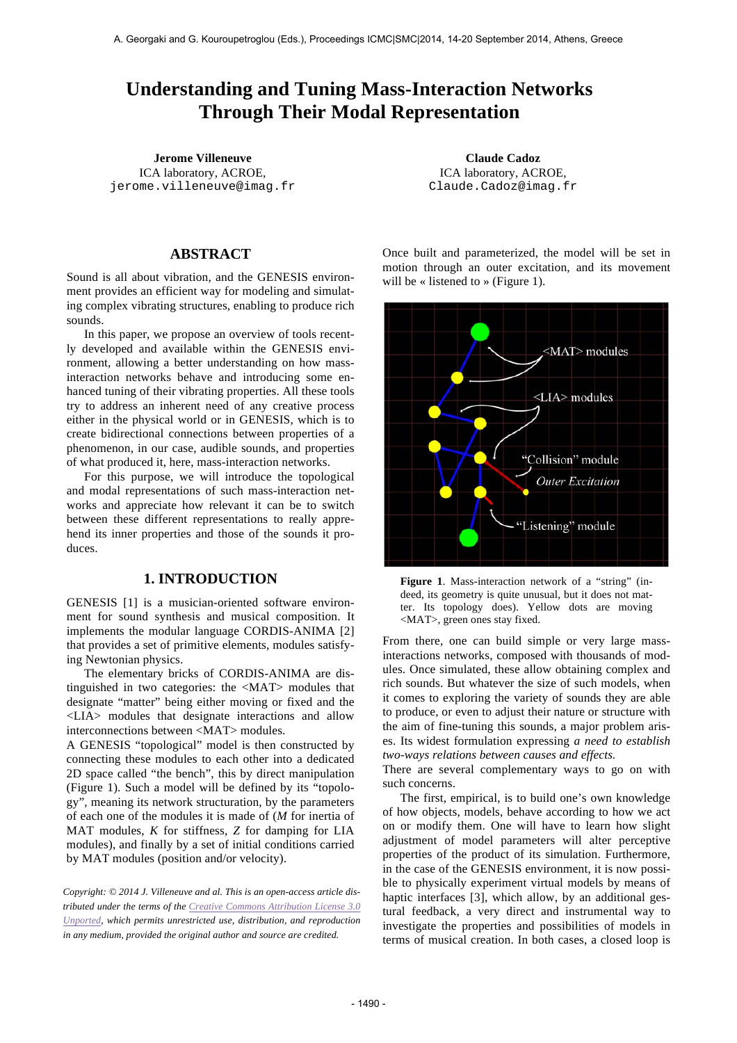# Understanding and Tuning Mass-Interaction Networks Through Their Modal Representation

**Jerome Villeneuve**
ICA laboratory, ACROE,
jerome.villeneuve@imag.fr

**Claude Cadoz**
ICA laboratory, ACROE,
Claude.Cadoz@imag.fr

## ABSTRACT

Sound is all about vibration, and the GENESIS environment provides an efficient way for modeling and simulating complex vibrating structures, enabling to produce rich sounds.

In this paper, we propose an overview of tools recently developed and available within the GENESIS environment, allowing a better understanding on how mass-interaction networks behave and introducing some enhanced tuning of their vibrating properties. All these tools try to address an inherent need of any creative process either in the physical world or in GENESIS, which is to create bidirectional connections between properties of a phenomenon, in our case, audible sounds, and properties of what produced it, here, mass-interaction networks.

For this purpose, we will introduce the topological and modal representations of such mass-interaction networks and appreciate how relevant it can be to switch between these different representations to really apprehend its inner properties and those of the sounds it produces.

## 1. INTRODUCTION

GENESIS [1] is a musician-oriented software environment for sound synthesis and musical composition. It implements the modular language CORDIS-ANIMA [2] that provides a set of primitive elements, modules satisfying Newtonian physics.

The elementary bricks of CORDIS-ANIMA are distinguished in two categories: the <MAT> modules that designate "matter" being either moving or fixed and the <LIA> modules that designate interactions and allow interconnections between <MAT> modules.

A GENESIS "topological" model is then constructed by connecting these modules to each other into a dedicated 2D space called "the bench", this by direct manipulation (Figure 1). Such a model will be defined by its "topology", meaning its network structuration, by the parameters of each one of the modules it is made of (*M* for inertia of MAT modules, *K* for stiffness, *Z* for damping for LIA modules), and finally by a set of initial conditions carried by MAT modules (position and/or velocity).

*Copyright: © 2014 J. Villeneuve and al. This is an open-access article distributed under the terms of the Creative Commons Attribution License 3.0 Unported, which permits unrestricted use, distribution, and reproduction in any medium, provided the original author and source are credited.*

Once built and parameterized, the model will be set in motion through an outer excitation, and its movement will be « listened to » (Figure 1).

**Figure 1**. Mass-interaction network of a "string" (indeed, its geometry is quite unusual, but it does not matter. Its topology does). Yellow dots are moving <MAT>, green ones stay fixed.

From there, one can build simple or very large mass-interactions networks, composed with thousands of modules. Once simulated, these allow obtaining complex and rich sounds. But whatever the size of such models, when it comes to exploring the variety of sounds they are able to produce, or even to adjust their nature or structure with the aim of fine-tuning this sounds, a major problem arises. Its widest formulation expressing *a need to establish two-ways relations between causes and effects.*

There are several complementary ways to go on with such concerns.

The first, empirical, is to build one's own knowledge of how objects, models, behave according to how we act on or modify them. One will have to learn how slight adjustment of model parameters will alter perceptive properties of the product of its simulation. Furthermore, in the case of the GENESIS environment, it is now possible to physically experiment virtual models by means of haptic interfaces [3], which allow, by an additional gestural feedback, a very direct and instrumental way to investigate the properties and possibilities of models in terms of musical creation. In both cases, a closed loop is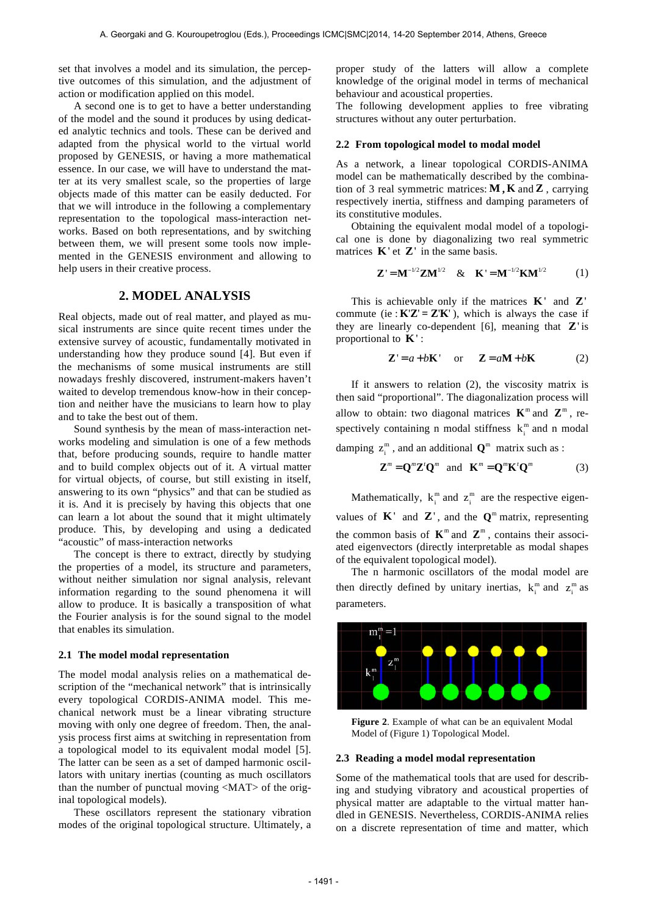set that involves a model and its simulation, the perceptive outcomes of this simulation, and the adjustment of action or modification applied on this model.

A second one is to get to have a better understanding of the model and the sound it produces by using dedicated analytic technics and tools. These can be derived and adapted from the physical world to the virtual world proposed by GENESIS, or having a more mathematical essence. In our case, we will have to understand the matter at its very smallest scale, so the properties of large objects made of this matter can be easily deducted. For that we will introduce in the following a complementary representation to the topological mass-interaction networks. Based on both representations, and by switching between them, we will present some tools now implemented in the GENESIS environment and allowing to help users in their creative process.

## 2. MODEL ANALYSIS

Real objects, made out of real matter, and played as musical instruments are since quite recent times under the extensive survey of acoustic, fundamentally motivated in understanding how they produce sound [4]. But even if the mechanisms of some musical instruments are still nowadays freshly discovered, instrument-makers haven't waited to develop tremendous know-how in their conception and neither have the musicians to learn how to play and to take the best out of them.

Sound synthesis by the mean of mass-interaction networks modeling and simulation is one of a few methods that, before producing sounds, require to handle matter and to build complex objects out of it. A virtual matter for virtual objects, of course, but still existing in itself, answering to its own "physics" and that can be studied as it is. And it is precisely by having this objects that one can learn a lot about the sound that it might ultimately produce. This, by developing and using a dedicated "acoustic" of mass-interaction networks

The concept is there to extract, directly by studying the properties of a model, its structure and parameters, without neither simulation nor signal analysis, relevant information regarding to the sound phenomena it will allow to produce. It is basically a transposition of what the Fourier analysis is for the sound signal to the model that enables its simulation.

### 2.1 The model modal representation

The model modal analysis relies on a mathematical description of the "mechanical network" that is intrinsically every topological CORDIS-ANIMA model. This mechanical network must be a linear vibrating structure moving with only one degree of freedom. Then, the analysis process first aims at switching in representation from a topological model to its equivalent modal model [5]. The latter can be seen as a set of damped harmonic oscillators with unitary inertias (counting as much oscillators than the number of punctual moving <MAT> of the original topological models).

These oscillators represent the stationary vibration modes of the original topological structure. Ultimately, a proper study of the latters will allow a complete knowledge of the original model in terms of mechanical behaviour and acoustical properties.

The following development applies to free vibrating structures without any outer perturbation.

### 2.2 From topological model to modal model

As a network, a linear topological CORDIS-ANIMA model can be mathematically described by the combination of 3 real symmetric matrices: $\mathbf{M}$, $\mathbf{K}$ and $\mathbf{Z}$, carrying respectively inertia, stiffness and damping parameters of its constitutive modules.

Obtaining the equivalent modal model of a topological one is done by diagonalizing two real symmetric matrices $\mathbf{K}'$ et $\mathbf{Z}'$ in the same basis.

$$\mathbf{Z}' = \mathbf{M}^{-1/2}\mathbf{Z}\mathbf{M}^{1/2} \quad \& \quad \mathbf{K}' = \mathbf{M}^{-1/2}\mathbf{K}\mathbf{M}^{1/2} \tag{1}$$

This is achievable only if the matrices $\mathbf{K}'$ and $\mathbf{Z}'$ commute (ie : $\mathbf{K}'\mathbf{Z}' = \mathbf{Z}'\mathbf{K}'$), which is always the case if they are linearly co-dependent [6], meaning that $\mathbf{Z}'$ is proportional to $\mathbf{K}'$ :

$$\mathbf{Z}' = a + b\mathbf{K}' \quad \text{or} \quad \mathbf{Z} = a\mathbf{M} + b\mathbf{K} \tag{2}$$

If it answers to relation (2), the viscosity matrix is then said "proportional". The diagonalization process will allow to obtain: two diagonal matrices $\mathbf{K}^m$ and $\mathbf{Z}^m$, respectively containing n modal stiffness $k_i^m$ and n modal damping $z_i^m$, and an additional $\mathbf{Q}^m$ matrix such as :

$$\mathbf{Z}^m = \mathbf{Q}^m \mathbf{Z}' \mathbf{Q}^m \quad \text{and} \quad \mathbf{K}^m = \mathbf{Q}^m \mathbf{K}' \mathbf{Q}^m \tag{3}$$

Mathematically, $k_i^m$ and $z_i^m$ are the respective eigenvalues of $\mathbf{K}'$ and $\mathbf{Z}'$, and the $\mathbf{Q}^m$ matrix, representing the common basis of $\mathbf{K}^m$ and $\mathbf{Z}^m$, contains their associated eigenvectors (directly interpretable as modal shapes of the equivalent topological model).

The n harmonic oscillators of the modal model are then directly defined by unitary inertias, $k_i^m$ and $z_i^m$ as parameters.

**Figure 2**. Example of what can be an equivalent Modal Model of (Figure 1) Topological Model.

### 2.3 Reading a model modal representation

Some of the mathematical tools that are used for describing and studying vibratory and acoustical properties of physical matter are adaptable to the virtual matter handled in GENESIS. Nevertheless, CORDIS-ANIMA relies on a discrete representation of time and matter, which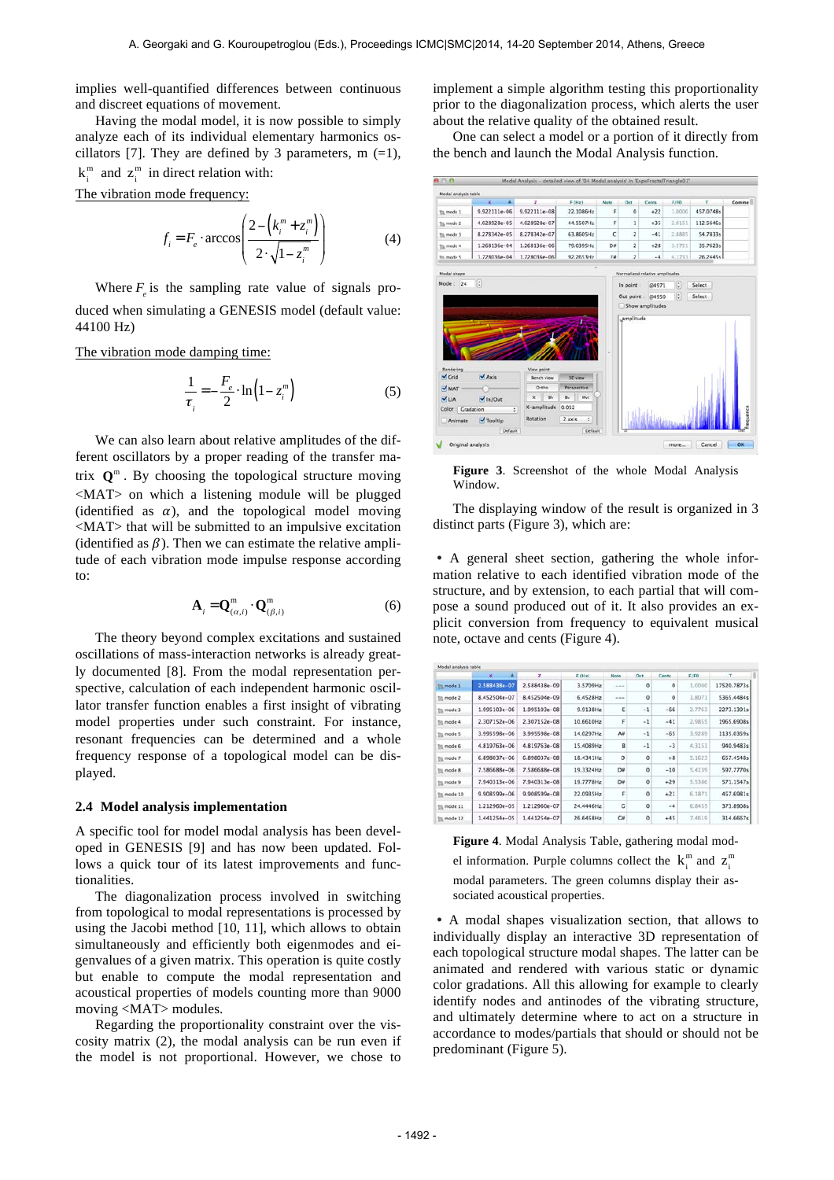implies well-quantified differences between continuous and discreet equations of movement.

Having the modal model, it is now possible to simply analyze each of its individual elementary harmonics oscillators [7]. They are defined by 3 parameters, m (=1), $k_i^m$ and $z_i^m$ in direct relation with:

The vibration mode frequency:

$$f_i = F_e \cdot \arccos\left(\frac{2-\left(k_i^m + z_i^m\right)}{2\cdot\sqrt{1-z_i^m}}\right) \tag{4}$$

Where $F_e$ is the sampling rate value of signals produced when simulating a GENESIS model (default value: 44100 Hz)

The vibration mode damping time:

$$\frac{1}{\tau_i} = -\frac{F_e}{2}\cdot\ln\left(1-z_i^m\right) \tag{5}$$

We can also learn about relative amplitudes of the different oscillators by a proper reading of the transfer matrix $\mathbf{Q}^m$. By choosing the topological structure moving <MAT> on which a listening module will be plugged (identified as $\alpha$), and the topological model moving <MAT> that will be submitted to an impulsive excitation (identified as $\beta$). Then we can estimate the relative amplitude of each vibration mode impulse response according to:

$$\mathbf{A}_i = \mathbf{Q}^m_{(\alpha,i)} \cdot \mathbf{Q}^m_{(\beta,i)} \tag{6}$$

The theory beyond complex excitations and sustained oscillations of mass-interaction networks is already greatly documented [8]. From the modal representation perspective, calculation of each independent harmonic oscillator transfer function enables a first insight of vibrating model properties under such constraint. For instance, resonant frequencies can be determined and a whole frequency response of a topological model can be displayed.

### 2.4 Model analysis implementation

A specific tool for model modal analysis has been developed in GENESIS [9] and has now been updated. Follows a quick tour of its latest improvements and functionalities.

The diagonalization process involved in switching from topological to modal representations is processed by using the Jacobi method [10, 11], which allows to obtain simultaneously and efficiently both eigenmodes and eigenvalues of a given matrix. This operation is quite costly but enable to compute the modal representation and acoustical properties of models counting more than 9000 moving <MAT> modules.

Regarding the proportionality constraint over the viscosity matrix (2), the modal analysis can be run even if the model is not proportional. However, we chose to implement a simple algorithm testing this proportionality prior to the diagonalization process, which alerts the user about the relative quality of the obtained result.

One can select a model or a portion of it directly from the bench and launch the Modal Analysis function.

**Figure 3**. Screenshot of the whole Modal Analysis Window.

The displaying window of the result is organized in 3 distinct parts (Figure 3), which are:

- A general sheet section, gathering the whole information relative to each identified vibration mode of the structure, and by extension, to each partial that will compose a sound produced out of it. It also provides an explicit conversion from frequency to equivalent musical note, octave and cents (Figure 4).

Modal analysis table

| | K | Z | F (Hz) | Note | Oct | Cents | F/F0 | T |
|---|---|---|---|---|---|---|---|---|
| mode 1 | 2.588438e-07 | 2.588438e-09 | 3.5709Hz | --- | 0 | 0 | 1.0000 | 17520.7873s |
| mode 2 | 8.452504e-07 | 8.452504e-09 | 6.4528Hz | --- | 0 | 0 | 1.8071 | 5365.4484s |
| mode 3 | 1.995103e-06 | 1.995103e-08 | 9.9138Hz | E | -1 | -66 | 2.7763 | 2273.1301s |
| mode 4 | 2.307152e-06 | 2.307152e-08 | 10.6610Hz | F | -1 | -41 | 2.5855 | 1965.6908s |
| mode 5 | 3.995598e-06 | 3.995598e-08 | 14.0297Hz | A# | -1 | -65 | 3.9289 | 1135.0359s |
| mode 6 | 4.819763e-06 | 4.819763e-08 | 15.4089Hz | B | -1 | -3 | 4.3151 | 940.9483s |
| mode 7 | 6.898037e-06 | 6.898037e-08 | 18.4341Hz | D | 0 | +8 | 5.1623 | 657.4548s |
| mode 8 | 7.586688e-06 | 7.586688e-08 | 19.3324Hz | D# | 0 | -10 | 5.4139 | 597.7770s |
| mode 9 | 7.940313e-06 | 7.940313e-08 | 19.7778Hz | D# | 0 | +29 | 5.5386 | 571.1547s |
| mode 10 | 9.908599e-06 | 9.908599e-08 | 22.0935Hz | F | 0 | +21 | 6.1871 | 457.6981s |
| mode 11 | 1.212960e-05 | 1.212960e-07 | 24.4446Hz | G | 0 | -4 | 6.8455 | 373.8908s |
| mode 12 | 1.441254e-05 | 1.441254e-07 | 26.6458Hz | G# | 0 | +45 | 7.4619 | 314.6667s |

**Figure 4**. Modal Analysis Table, gathering modal model information. Purple columns collect the $k_i^m$ and $z_i^m$ modal parameters. The green columns display their associated acoustical properties.

- A modal shapes visualization section, that allows to individually display an interactive 3D representation of each topological structure modal shapes. The latter can be animated and rendered with various static or dynamic color gradations. All this allowing for example to clearly identify nodes and antinodes of the vibrating structure, and ultimately determine where to act on a structure in accordance to modes/partials that should or should not be predominant (Figure 5).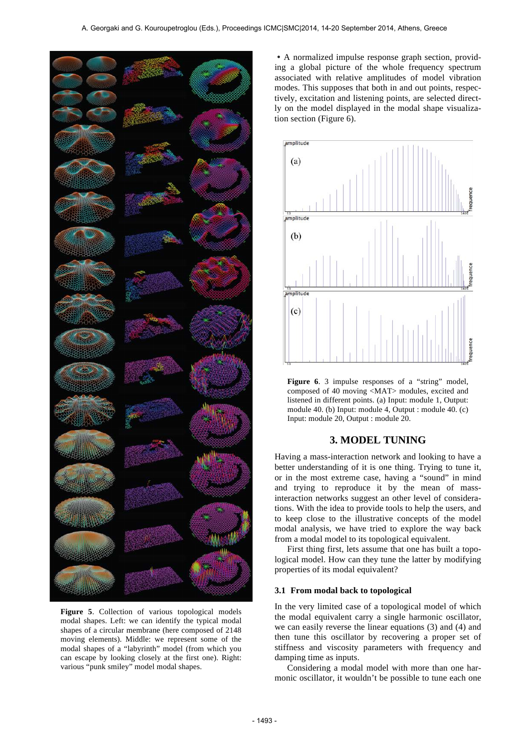**Figure 5**. Collection of various topological models modal shapes. Left: we can identify the typical modal shapes of a circular membrane (here composed of 2148 moving elements). Middle: we represent some of the modal shapes of a "labyrinth" model (from which you can escape by looking closely at the first one). Right: various "punk smiley" model modal shapes.

• A normalized impulse response graph section, providing a global picture of the whole frequency spectrum associated with relative amplitudes of model vibration modes. This supposes that both in and out points, respectively, excitation and listening points, are selected directly on the model displayed in the modal shape visualization section (Figure 6).

**Figure 6**. 3 impulse responses of a "string" model, composed of 40 moving <MAT> modules, excited and listened in different points. (a) Input: module 1, Output: module 40. (b) Input: module 4, Output : module 40. (c) Input: module 20, Output : module 20.

## 3. MODEL TUNING

Having a mass-interaction network and looking to have a better understanding of it is one thing. Trying to tune it, or in the most extreme case, having a "sound" in mind and trying to reproduce it by the mean of mass-interaction networks suggest an other level of considerations. With the idea to provide tools to help the users, and to keep close to the illustrative concepts of the model modal analysis, we have tried to explore the way back from a modal model to its topological equivalent.

First thing first, lets assume that one has built a topological model. How can they tune the latter by modifying properties of its modal equivalent?

### 3.1 From modal back to topological

In the very limited case of a topological model of which the modal equivalent carry a single harmonic oscillator, we can easily reverse the linear equations (3) and (4) and then tune this oscillator by recovering a proper set of stiffness and viscosity parameters with frequency and damping time as inputs.

Considering a modal model with more than one harmonic oscillator, it wouldn't be possible to tune each one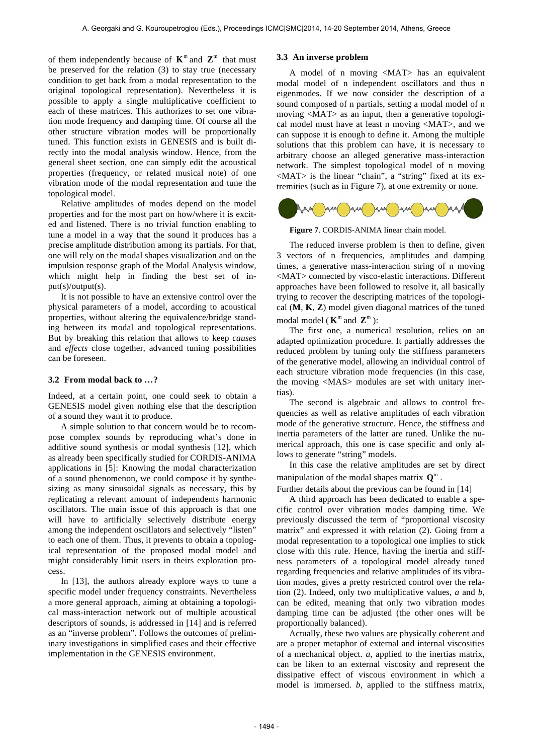of them independently because of $\mathbf{K}^m$ and $\mathbf{Z}^m$ that must be preserved for the relation (3) to stay true (necessary condition to get back from a modal representation to the original topological representation). Nevertheless it is possible to apply a single multiplicative coefficient to each of these matrices. This authorizes to set one vibration mode frequency and damping time. Of course all the other structure vibration modes will be proportionally tuned. This function exists in GENESIS and is built directly into the modal analysis window. Hence, from the general sheet section, one can simply edit the acoustical properties (frequency, or related musical note) of one vibration mode of the modal representation and tune the topological model.

Relative amplitudes of modes depend on the model properties and for the most part on how/where it is excited and listened. There is no trivial function enabling to tune a model in a way that the sound it produces has a precise amplitude distribution among its partials. For that, one will rely on the modal shapes visualization and on the impulsion response graph of the Modal Analysis window, which might help in finding the best set of input(s)/output(s).

It is not possible to have an extensive control over the physical parameters of a model, according to acoustical properties, without altering the equivalence/bridge standing between its modal and topological representations. But by breaking this relation that allows to keep *causes* and *effects* close together, advanced tuning possibilities can be foreseen.

### 3.2 From modal back to …?

Indeed, at a certain point, one could seek to obtain a GENESIS model given nothing else that the description of a sound they want it to produce.

A simple solution to that concern would be to recompose complex sounds by reproducing what's done in additive sound synthesis or modal synthesis [12], which as already been specifically studied for CORDIS-ANIMA applications in [5]: Knowing the modal characterization of a sound phenomenon, we could compose it by synthesizing as many sinusoidal signals as necessary, this by replicating a relevant amount of independents harmonic oscillators. The main issue of this approach is that one will have to artificially selectively distribute energy among the independent oscillators and selectively "listen" to each one of them. Thus, it prevents to obtain a topological representation of the proposed modal model and might considerably limit users in theirs exploration process.

In [13], the authors already explore ways to tune a specific model under frequency constraints. Nevertheless a more general approach, aiming at obtaining a topological mass-interaction network out of multiple acoustical descriptors of sounds, is addressed in [14] and is referred as an "inverse problem". Follows the outcomes of preliminary investigations in simplified cases and their effective implementation in the GENESIS environment.

### 3.3 An inverse problem

A model of n moving <MAT> has an equivalent modal model of n independent oscillators and thus n eigenmodes. If we now consider the description of a sound composed of n partials, setting a modal model of n moving <MAT> as an input, then a generative topological model must have at least n moving <MAT>, and we can suppose it is enough to define it. Among the multiple solutions that this problem can have, it is necessary to arbitrary choose an alleged generative mass-interaction network. The simplest topological model of n moving <MAT> is the linear "chain", a "string" fixed at its extremities (such as in Figure 7), at one extremity or none.

**Figure 7**. CORDIS-ANIMA linear chain model.

The reduced inverse problem is then to define, given 3 vectors of n frequencies, amplitudes and damping times, a generative mass-interaction string of n moving <MAT> connected by visco-elastic interactions. Different approaches have been followed to resolve it, all basically trying to recover the descripting matrices of the topological ($\mathbf{M}$, $\mathbf{K}$, $\mathbf{Z}$) model given diagonal matrices of the tuned modal model ($\mathbf{K}^m$ and $\mathbf{Z}^m$):

The first one, a numerical resolution, relies on an adapted optimization procedure. It partially addresses the reduced problem by tuning only the stiffness parameters of the generative model, allowing an individual control of each structure vibration mode frequencies (in this case, the moving <MAS> modules are set with unitary inertias).

The second is algebraic and allows to control frequencies as well as relative amplitudes of each vibration mode of the generative structure. Hence, the stiffness and inertia parameters of the latter are tuned. Unlike the numerical approach, this one is case specific and only allows to generate "string" models.

In this case the relative amplitudes are set by direct manipulation of the modal shapes matrix $\mathbf{Q}^m$.

Further details about the previous can be found in [14]

A third approach has been dedicated to enable a specific control over vibration modes damping time. We previously discussed the term of "proportional viscosity matrix" and expressed it with relation (2). Going from a modal representation to a topological one implies to stick close with this rule. Hence, having the inertia and stiffness parameters of a topological model already tuned regarding frequencies and relative amplitudes of its vibration modes, gives a pretty restricted control over the relation (2). Indeed, only two multiplicative values, *a* and *b*, can be edited, meaning that only two vibration modes damping time can be adjusted (the other ones will be proportionally balanced).

Actually, these two values are physically coherent and are a proper metaphor of external and internal viscosities of a mechanical object. *a*, applied to the inertias matrix, can be liken to an external viscosity and represent the dissipative effect of viscous environment in which a model is immersed. *b*, applied to the stiffness matrix,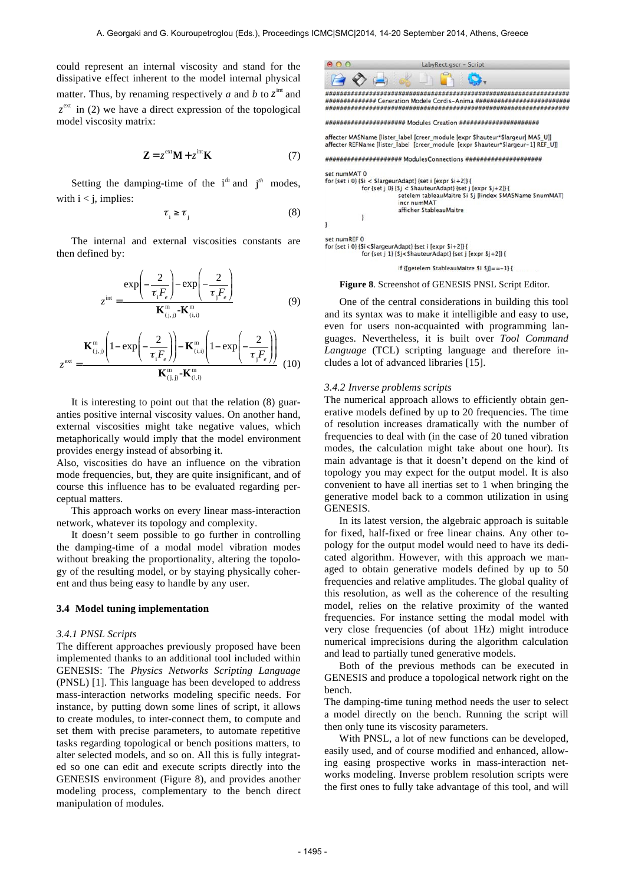could represent an internal viscosity and stand for the dissipative effect inherent to the model internal physical matter. Thus, by renaming respectively *a* and *b* to $z^{\text{int}}$ and $z^{\text{ext}}$ in (2) we have a direct expression of the topological model viscosity matrix:

$$\mathbf{Z} = z^{\text{ext}}\mathbf{M} + z^{\text{int}}\mathbf{K} \tag{7}$$

Setting the damping-time of the $i^{th}$ and $j^{th}$ modes, with i < j, implies:

$$\tau_i \geq \tau_j \tag{8}$$

The internal and external viscosities constants are then defined by:

$$z^{\text{int}} = \frac{\exp\left(-\frac{2}{\tau_i F_e}\right) - \exp\left(-\frac{2}{\tau_j F_e}\right)}{\mathbf{K}^{m}_{(j,j)} - \mathbf{K}^{m}_{(i,i)}} \tag{9}$$

$$z^{\text{ext}} = \frac{\mathbf{K}^{m}_{(j,j)}\left(1 - \exp\left(-\frac{2}{\tau_i F_e}\right)\right) - \mathbf{K}^{m}_{(i,i)}\left(1 - \exp\left(-\frac{2}{\tau_j F_e}\right)\right)}{\mathbf{K}^{m}_{(j,j)} - \mathbf{K}^{m}_{(i,i)}} \tag{10}$$

It is interesting to point out that the relation (8) guaranties positive internal viscosity values. On another hand, external viscosities might take negative values, which metaphorically would imply that the model environment provides energy instead of absorbing it.

Also, viscosities do have an influence on the vibration mode frequencies, but, they are quite insignificant, and of course this influence has to be evaluated regarding perceptual matters.

This approach works on every linear mass-interaction network, whatever its topology and complexity.

It doesn't seem possible to go further in controlling the damping-time of a modal model vibration modes without breaking the proportionality, altering the topology of the resulting model, or by staying physically coherent and thus being easy to handle by any user.

### 3.4 Model tuning implementation

#### 3.4.1 PNSL Scripts

The different approaches previously proposed have been implemented thanks to an additional tool included within GENESIS: The *Physics Networks Scripting Language* (PNSL) [1]. This language has been developed to address mass-interaction networks modeling specific needs. For instance, by putting down some lines of script, it allows to create modules, to inter-connect them, to compute and set them with precise parameters, to automate repetitive tasks regarding topological or bench positions matters, to alter selected models, and so on. All this is fully integrated so one can edit and execute scripts directly into the GENESIS environment (Figure 8), and provides another modeling process, complementary to the bench direct manipulation of modules.

```
LabyRect.gscr - Script
##################################################################
############# Generation Modele Cordis-Anima #######################
##################################################################

##################### Modules Creation #####################

affecter MASName [lister_label [creer_module [expr $hauteur*$largeur] MAS_U]]
affecter REFName [lister_label [creer_module [expr $hauteur*$largeur-1] REF_U]]

#################### ModulesConnections ####################

set numMAT 0
for {set i 0} {$i < $largeurAdapt} {set i [expr $i+2]} {
	for {set j 0} {$j < $hauteurAdapt} {set j [expr $j+2]} {
		setelem tableauMaitre $i $j [lindex $MASName $numMAT]
		incr numMAT
		afficher $tableauMaitre
	}
}

set numREF 0
for {set i 0} {$i<$largeurAdapt} {set i [expr $i+2]} {
	for {set j 1} {$j<$hauteurAdapt} {set j [expr $j+2]} {
		if {[getelem $tableauMaitre $i $j]==-1} {
```

**Figure 8**. Screenshot of GENESIS PNSL Script Editor.

One of the central considerations in building this tool and its syntax was to make it intelligible and easy to use, even for users non-acquainted with programming languages. Nevertheless, it is built over *Tool Command Language* (TCL) scripting language and therefore includes a lot of advanced libraries [15].

#### 3.4.2 Inverse problems scripts

The numerical approach allows to efficiently obtain generative models defined by up to 20 frequencies. The time of resolution increases dramatically with the number of frequencies to deal with (in the case of 20 tuned vibration modes, the calculation might take about one hour). Its main advantage is that it doesn't depend on the kind of topology you may expect for the output model. It is also convenient to have all inertias set to 1 when bringing the generative model back to a common utilization in using GENESIS.

In its latest version, the algebraic approach is suitable for fixed, half-fixed or free linear chains. Any other topology for the output model would need to have its dedicated algorithm. However, with this approach we managed to obtain generative models defined by up to 50 frequencies and relative amplitudes. The global quality of this resolution, as well as the coherence of the resulting model, relies on the relative proximity of the wanted frequencies. For instance setting the modal model with very close frequencies (of about 1Hz) might introduce numerical imprecisions during the algorithm calculation and lead to partially tuned generative models.

Both of the previous methods can be executed in GENESIS and produce a topological network right on the bench.

The damping-time tuning method needs the user to select a model directly on the bench. Running the script will then only tune its viscosity parameters.

With PNSL, a lot of new functions can be developed, easily used, and of course modified and enhanced, allowing easing prospective works in mass-interaction networks modeling. Inverse problem resolution scripts were the first ones to fully take advantage of this tool, and will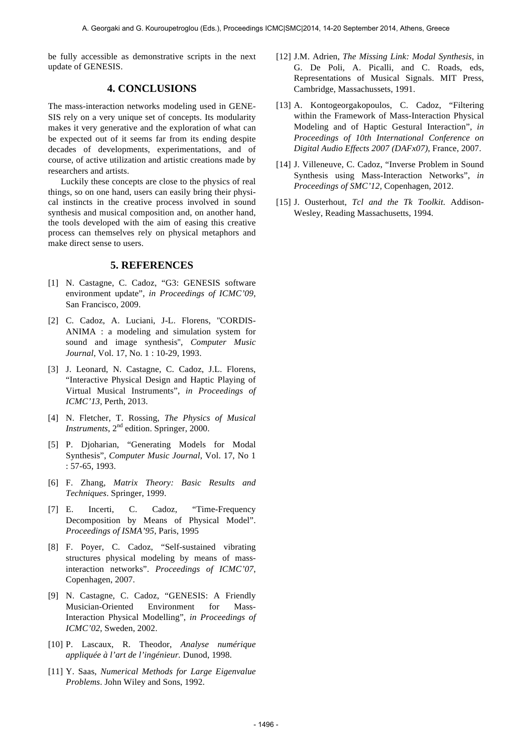be fully accessible as demonstrative scripts in the next update of GENESIS.

## 4. CONCLUSIONS

The mass-interaction networks modeling used in GENESIS rely on a very unique set of concepts. Its modularity makes it very generative and the exploration of what can be expected out of it seems far from its ending despite decades of developments, experimentations, and of course, of active utilization and artistic creations made by researchers and artists.

Luckily these concepts are close to the physics of real things, so on one hand, users can easily bring their physical instincts in the creative process involved in sound synthesis and musical composition and, on another hand, the tools developed with the aim of easing this creative process can themselves rely on physical metaphors and make direct sense to users.

## 5. REFERENCES

[1] N. Castagne, C. Cadoz, "G3: GENESIS software environment update", *in Proceedings of ICMC'09*, San Francisco, 2009.

[2] C. Cadoz, A. Luciani, J-L. Florens, "CORDIS-ANIMA : a modeling and simulation system for sound and image synthesis", *Computer Music Journal*, Vol. 17, No. 1 : 10-29, 1993.

[3] J. Leonard, N. Castagne, C. Cadoz, J.L. Florens, "Interactive Physical Design and Haptic Playing of Virtual Musical Instruments", *in Proceedings of ICMC'13*, Perth, 2013.

[4] N. Fletcher, T. Rossing, *The Physics of Musical Instruments*, 2nd edition. Springer, 2000.

[5] P. Djoharian, "Generating Models for Modal Synthesis", *Computer Music Journal*, Vol. 17, No 1 : 57-65, 1993.

[6] F. Zhang, *Matrix Theory: Basic Results and Techniques*. Springer, 1999.

[7] E. Incerti, C. Cadoz, "Time-Frequency Decomposition by Means of Physical Model". *Proceedings of ISMA'95*, Paris, 1995

[8] F. Poyer, C. Cadoz, "Self-sustained vibrating structures physical modeling by means of mass-interaction networks". *Proceedings of ICMC'07*, Copenhagen, 2007.

[9] N. Castagne, C. Cadoz, "GENESIS: A Friendly Musician-Oriented Environment for Mass-Interaction Physical Modelling", *in Proceedings of ICMC'02*, Sweden, 2002.

[10] P. Lascaux, R. Theodor, *Analyse numérique appliquée à l'art de l'ingénieur.* Dunod, 1998.

[11] Y. Saas, *Numerical Methods for Large Eigenvalue Problems*. John Wiley and Sons, 1992.

[12] J.M. Adrien, *The Missing Link: Modal Synthesis*, in G. De Poli, A. Picalli, and C. Roads, eds, Representations of Musical Signals. MIT Press, Cambridge, Massachussets, 1991.

[13] A. Kontogeorgakopoulos, C. Cadoz, "Filtering within the Framework of Mass-Interaction Physical Modeling and of Haptic Gestural Interaction", *in Proceedings of 10th International Conference on Digital Audio Effects 2007 (DAFx07)*, France, 2007.

[14] J. Villeneuve, C. Cadoz, "Inverse Problem in Sound Synthesis using Mass-Interaction Networks", *in Proceedings of SMC'12*, Copenhagen, 2012.

[15] J. Ousterhout, *Tcl and the Tk Toolkit*. Addison-Wesley, Reading Massachusetts, 1994.